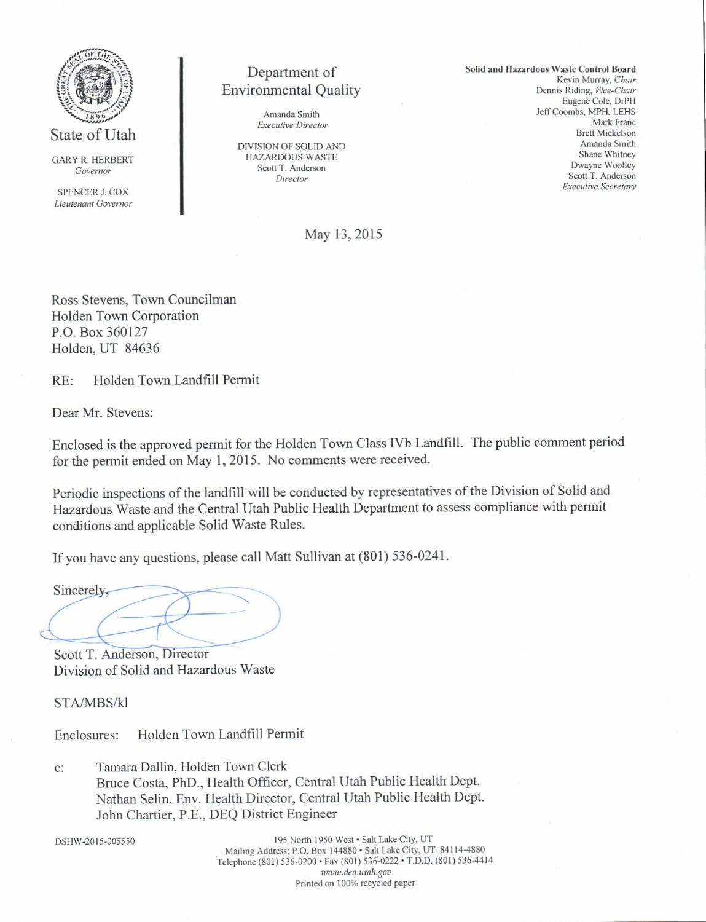State of Utah

GARY R. HERBERT
*Governor*

SPENCER J. COX
*Lieutenant Governor*

Department of
Environmental Quality

Amanda Smith
*Executive Director*

DIVISION OF SOLID AND
HAZARDOUS WASTE
Scott T. Anderson
*Director*

**Solid and Hazardous Waste Control Board**
Kevin Murray, *Chair*
Dennis Riding, *Vice-Chair*
Eugene Cole, DrPH
Jeff Coombs, MPH, LEHS
Mark Franc
Brett Mickelson
Amanda Smith
Shane Whitney
Dwayne Woolley
Scott T. Anderson
*Executive Secretary*

May 13, 2015

Ross Stevens, Town Councilman
Holden Town Corporation
P.O. Box 360127
Holden, UT 84636

RE: Holden Town Landfill Permit

Dear Mr. Stevens:

Enclosed is the approved permit for the Holden Town Class IVb Landfill. The public comment period for the permit ended on May 1, 2015. No comments were received.

Periodic inspections of the landfill will be conducted by representatives of the Division of Solid and Hazardous Waste and the Central Utah Public Health Department to assess compliance with permit conditions and applicable Solid Waste Rules.

If you have any questions, please call Matt Sullivan at (801) 536-0241.

Sincerely,

Scott T. Anderson, Director
Division of Solid and Hazardous Waste

STA/MBS/kl

Enclosures: Holden Town Landfill Permit

c: Tamara Dallin, Holden Town Clerk
Bruce Costa, PhD., Health Officer, Central Utah Public Health Dept.
Nathan Selin, Env. Health Director, Central Utah Public Health Dept.
John Chartier, P.E., DEQ District Engineer

DSHW-2015-005550

195 North 1950 West • Salt Lake City, UT
Mailing Address: P.O. Box 144880 • Salt Lake City, UT 84114-4880
Telephone (801) 536-0200 • Fax (801) 536-0222 • T.D.D. (801) 536-4414
*www.deq.utah.gov*
Printed on 100% recycled paper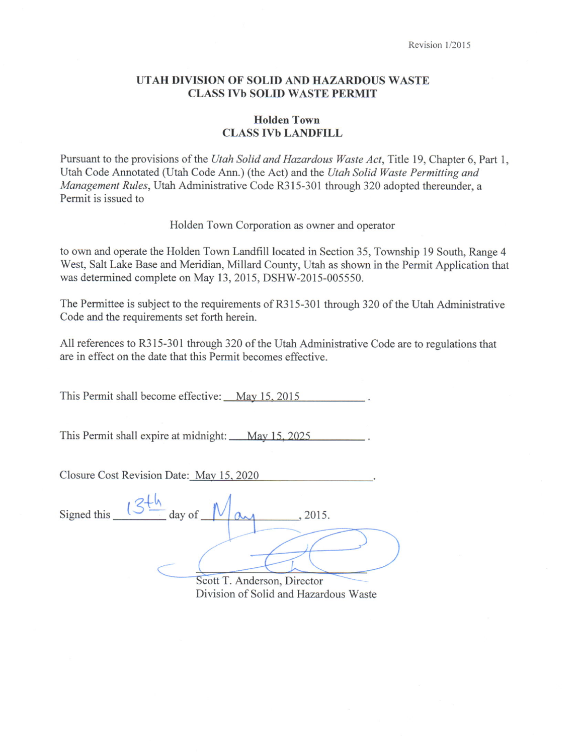Revision 1/2015

## UTAH DIVISION OF SOLID AND HAZARDOUS WASTE
## CLASS IVb SOLID WASTE PERMIT

### Holden Town
### CLASS IVb LANDFILL

Pursuant to the provisions of the *Utah Solid and Hazardous Waste Act*, Title 19, Chapter 6, Part 1, Utah Code Annotated (Utah Code Ann.) (the Act) and the *Utah Solid Waste Permitting and Management Rules*, Utah Administrative Code R315-301 through 320 adopted thereunder, a Permit is issued to

Holden Town Corporation as owner and operator

to own and operate the Holden Town Landfill located in Section 35, Township 19 South, Range 4 West, Salt Lake Base and Meridian, Millard County, Utah as shown in the Permit Application that was determined complete on May 13, 2015, DSHW-2015-005550.

The Permittee is subject to the requirements of R315-301 through 320 of the Utah Administrative Code and the requirements set forth herein.

All references to R315-301 through 320 of the Utah Administrative Code are to regulations that are in effect on the date that this Permit becomes effective.

This Permit shall become effective: May 15, 2015.

This Permit shall expire at midnight: May 15, 2025.

Closure Cost Revision Date: May 15, 2020.

Signed this 13th day of May, 2015.

Scott T. Anderson, Director
Division of Solid and Hazardous Waste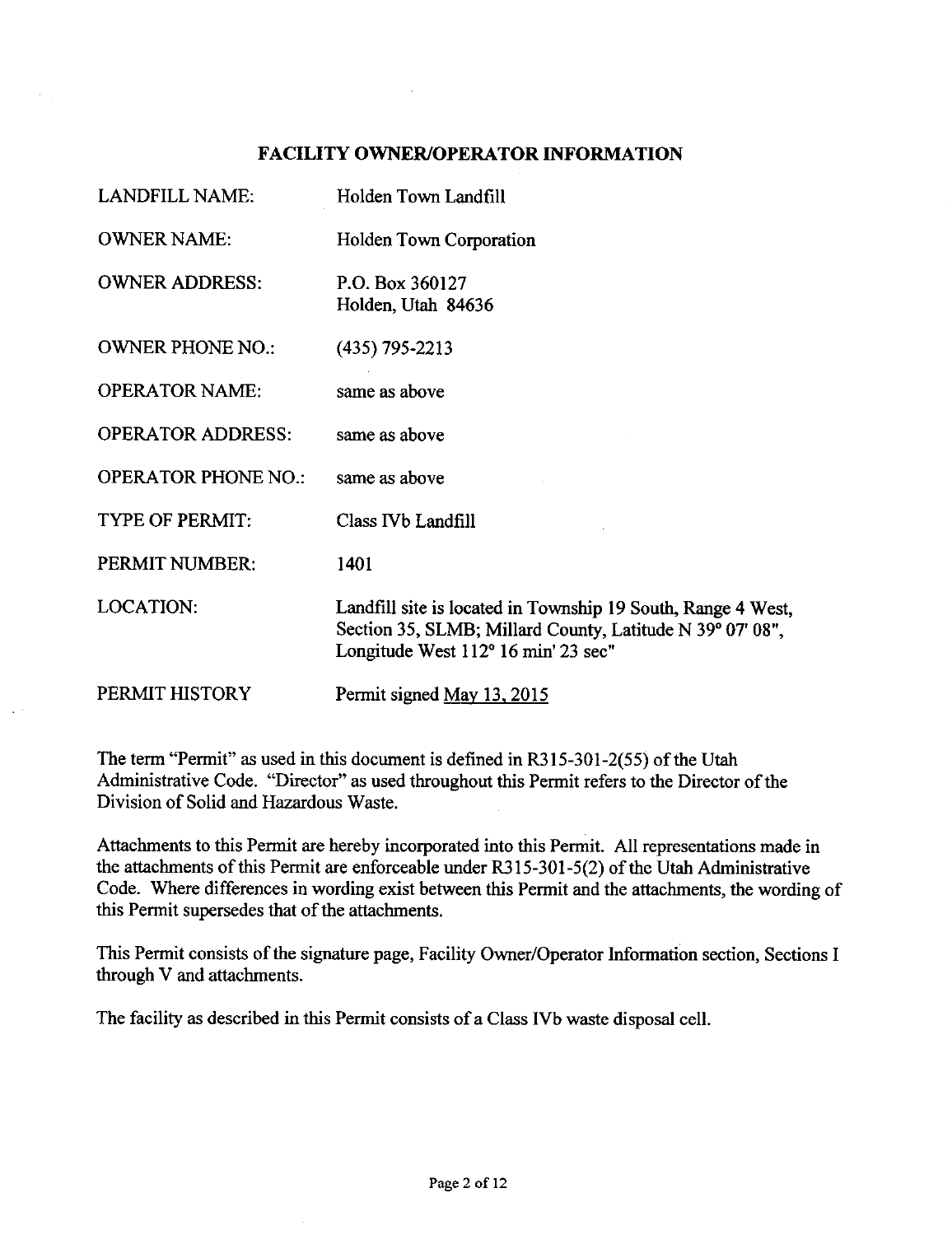## FACILITY OWNER/OPERATOR INFORMATION

| | |
|---|---|
| LANDFILL NAME: | Holden Town Landfill |
| OWNER NAME: | Holden Town Corporation |
| OWNER ADDRESS: | P.O. Box 360127<br>Holden, Utah 84636 |
| OWNER PHONE NO.: | (435) 795-2213 |
| OPERATOR NAME: | same as above |
| OPERATOR ADDRESS: | same as above |
| OPERATOR PHONE NO.: | same as above |
| TYPE OF PERMIT: | Class IVb Landfill |
| PERMIT NUMBER: | 1401 |
| LOCATION: | Landfill site is located in Township 19 South, Range 4 West, Section 35, SLMB; Millard County, Latitude N 39° 07' 08", Longitude West 112° 16 min' 23 sec" |
| PERMIT HISTORY | Permit signed May 13, 2015 |

The term "Permit" as used in this document is defined in R315-301-2(55) of the Utah Administrative Code. "Director" as used throughout this Permit refers to the Director of the Division of Solid and Hazardous Waste.

Attachments to this Permit are hereby incorporated into this Permit. All representations made in the attachments of this Permit are enforceable under R315-301-5(2) of the Utah Administrative Code. Where differences in wording exist between this Permit and the attachments, the wording of this Permit supersedes that of the attachments.

This Permit consists of the signature page, Facility Owner/Operator Information section, Sections I through V and attachments.

The facility as described in this Permit consists of a Class IVb waste disposal cell.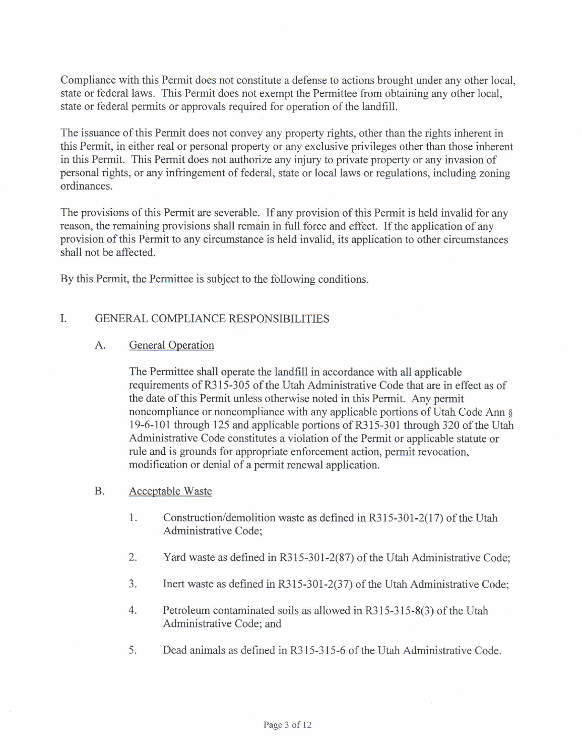Compliance with this Permit does not constitute a defense to actions brought under any other local, state or federal laws. This Permit does not exempt the Permittee from obtaining any other local, state or federal permits or approvals required for operation of the landfill.

The issuance of this Permit does not convey any property rights, other than the rights inherent in this Permit, in either real or personal property or any exclusive privileges other than those inherent in this Permit. This Permit does not authorize any injury to private property or any invasion of personal rights, or any infringement of federal, state or local laws or regulations, including zoning ordinances.

The provisions of this Permit are severable. If any provision of this Permit is held invalid for any reason, the remaining provisions shall remain in full force and effect. If the application of any provision of this Permit to any circumstance is held invalid, its application to other circumstances shall not be affected.

By this Permit, the Permittee is subject to the following conditions.

## I. GENERAL COMPLIANCE RESPONSIBILITIES

### A. General Operation

The Permittee shall operate the landfill in accordance with all applicable requirements of R315-305 of the Utah Administrative Code that are in effect as of the date of this Permit unless otherwise noted in this Permit. Any permit noncompliance or noncompliance with any applicable portions of Utah Code Ann § 19-6-101 through 125 and applicable portions of R315-301 through 320 of the Utah Administrative Code constitutes a violation of the Permit or applicable statute or rule and is grounds for appropriate enforcement action, permit revocation, modification or denial of a permit renewal application.

### B. Acceptable Waste

1. Construction/demolition waste as defined in R315-301-2(17) of the Utah Administrative Code;
2. Yard waste as defined in R315-301-2(87) of the Utah Administrative Code;
3. Inert waste as defined in R315-301-2(37) of the Utah Administrative Code;
4. Petroleum contaminated soils as allowed in R315-315-8(3) of the Utah Administrative Code; and
5. Dead animals as defined in R315-315-6 of the Utah Administrative Code.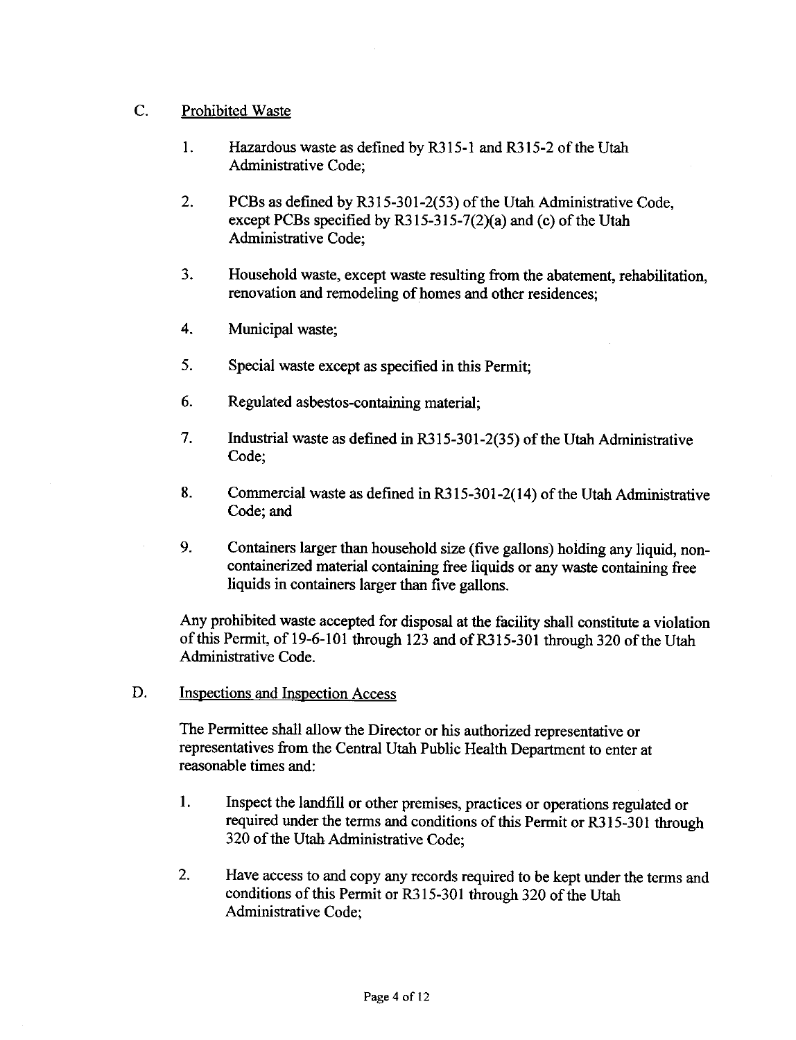C. Prohibited Waste

1. Hazardous waste as defined by R315-1 and R315-2 of the Utah Administrative Code;

2. PCBs as defined by R315-301-2(53) of the Utah Administrative Code, except PCBs specified by R315-315-7(2)(a) and (c) of the Utah Administrative Code;

3. Household waste, except waste resulting from the abatement, rehabilitation, renovation and remodeling of homes and other residences;

4. Municipal waste;

5. Special waste except as specified in this Permit;

6. Regulated asbestos-containing material;

7. Industrial waste as defined in R315-301-2(35) of the Utah Administrative Code;

8. Commercial waste as defined in R315-301-2(14) of the Utah Administrative Code; and

9. Containers larger than household size (five gallons) holding any liquid, non-containerized material containing free liquids or any waste containing free liquids in containers larger than five gallons.

Any prohibited waste accepted for disposal at the facility shall constitute a violation of this Permit, of 19-6-101 through 123 and of R315-301 through 320 of the Utah Administrative Code.

D. Inspections and Inspection Access

The Permittee shall allow the Director or his authorized representative or representatives from the Central Utah Public Health Department to enter at reasonable times and:

1. Inspect the landfill or other premises, practices or operations regulated or required under the terms and conditions of this Permit or R315-301 through 320 of the Utah Administrative Code;

2. Have access to and copy any records required to be kept under the terms and conditions of this Permit or R315-301 through 320 of the Utah Administrative Code;